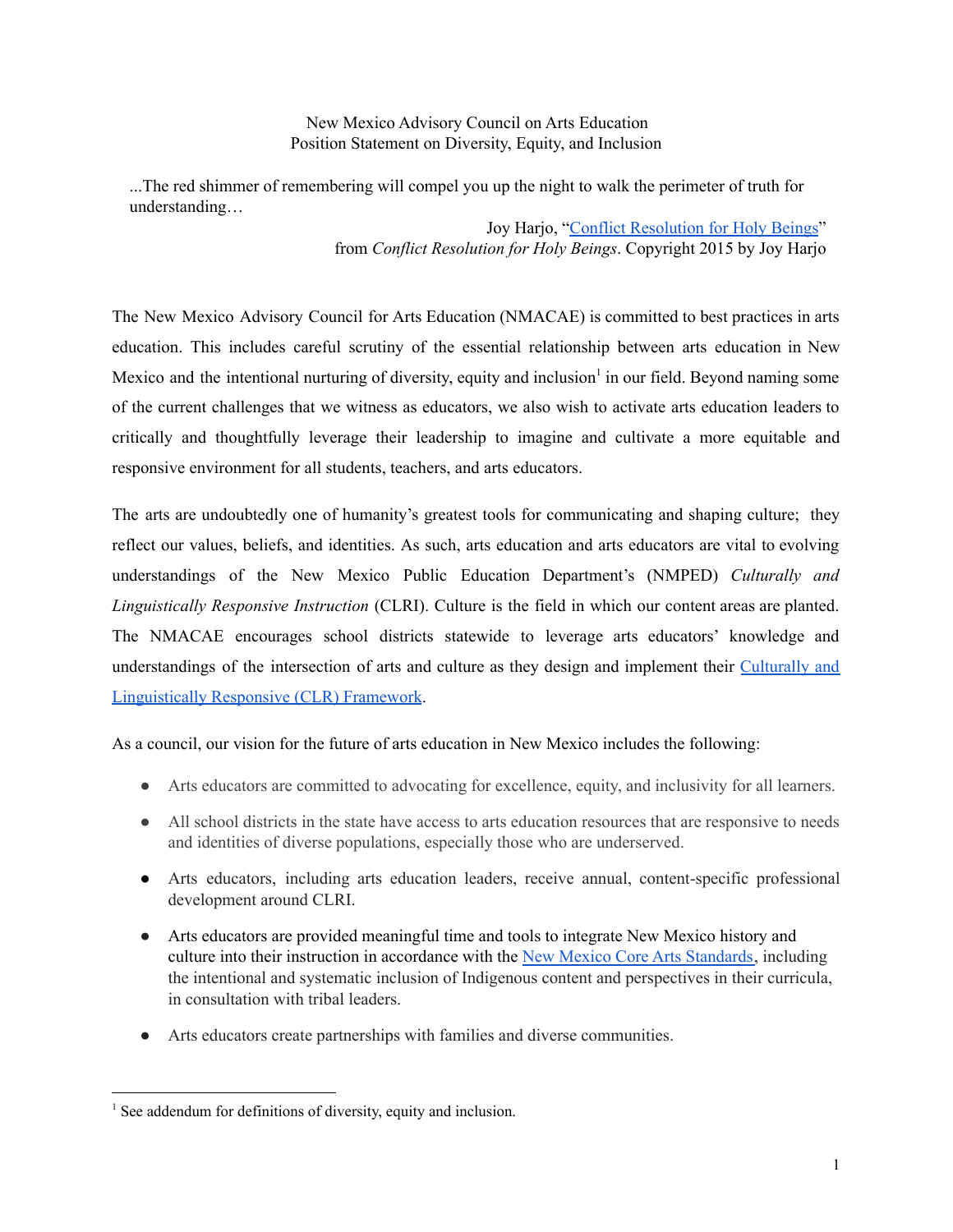New Mexico Advisory Council on Arts Education
Position Statement on Diversity, Equity, and Inclusion

> ...The red shimmer of remembering will compel you up the night to walk the perimeter of truth for understanding…
>
> Joy Harjo, "[Conflict Resolution for Holy Beings]"
> from *Conflict Resolution for Holy Beings*. Copyright 2015 by Joy Harjo

The New Mexico Advisory Council for Arts Education (NMACAE) is committed to best practices in arts education. This includes careful scrutiny of the essential relationship between arts education in New Mexico and the intentional nurturing of diversity, equity and inclusion[1] in our field. Beyond naming some of the current challenges that we witness as educators, we also wish to activate arts education leaders to critically and thoughtfully leverage their leadership to imagine and cultivate a more equitable and responsive environment for all students, teachers, and arts educators.

The arts are undoubtedly one of humanity's greatest tools for communicating and shaping culture; they reflect our values, beliefs, and identities. As such, arts education and arts educators are vital to evolving understandings of the New Mexico Public Education Department's (NMPED) *Culturally and Linguistically Responsive Instruction* (CLRI). Culture is the field in which our content areas are planted. The NMACAE encourages school districts statewide to leverage arts educators' knowledge and understandings of the intersection of arts and culture as they design and implement their [Culturally and Linguistically Responsive (CLR) Framework].

As a council, our vision for the future of arts education in New Mexico includes the following:

- Arts educators are committed to advocating for excellence, equity, and inclusivity for all learners.
- All school districts in the state have access to arts education resources that are responsive to needs and identities of diverse populations, especially those who are underserved.
- Arts educators, including arts education leaders, receive annual, content-specific professional development around CLRI.
- Arts educators are provided meaningful time and tools to integrate New Mexico history and culture into their instruction in accordance with the [New Mexico Core Arts Standards], including the intentional and systematic inclusion of Indigenous content and perspectives in their curricula, in consultation with tribal leaders.
- Arts educators create partnerships with families and diverse communities.

---

[1] See addendum for definitions of diversity, equity and inclusion.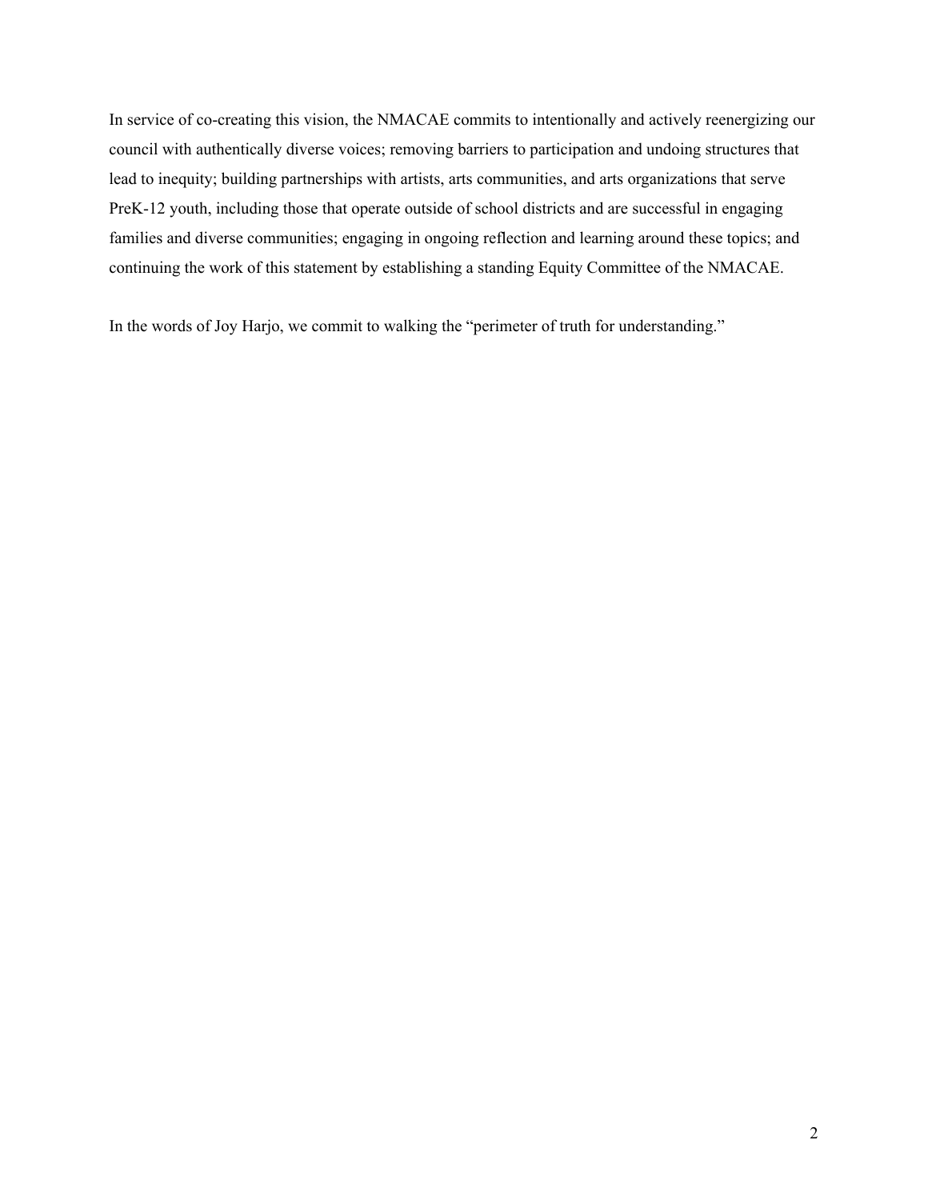In service of co-creating this vision, the NMACAE commits to intentionally and actively reenergizing our council with authentically diverse voices; removing barriers to participation and undoing structures that lead to inequity; building partnerships with artists, arts communities, and arts organizations that serve PreK-12 youth, including those that operate outside of school districts and are successful in engaging families and diverse communities; engaging in ongoing reflection and learning around these topics; and continuing the work of this statement by establishing a standing Equity Committee of the NMACAE.

In the words of Joy Harjo, we commit to walking the "perimeter of truth for understanding."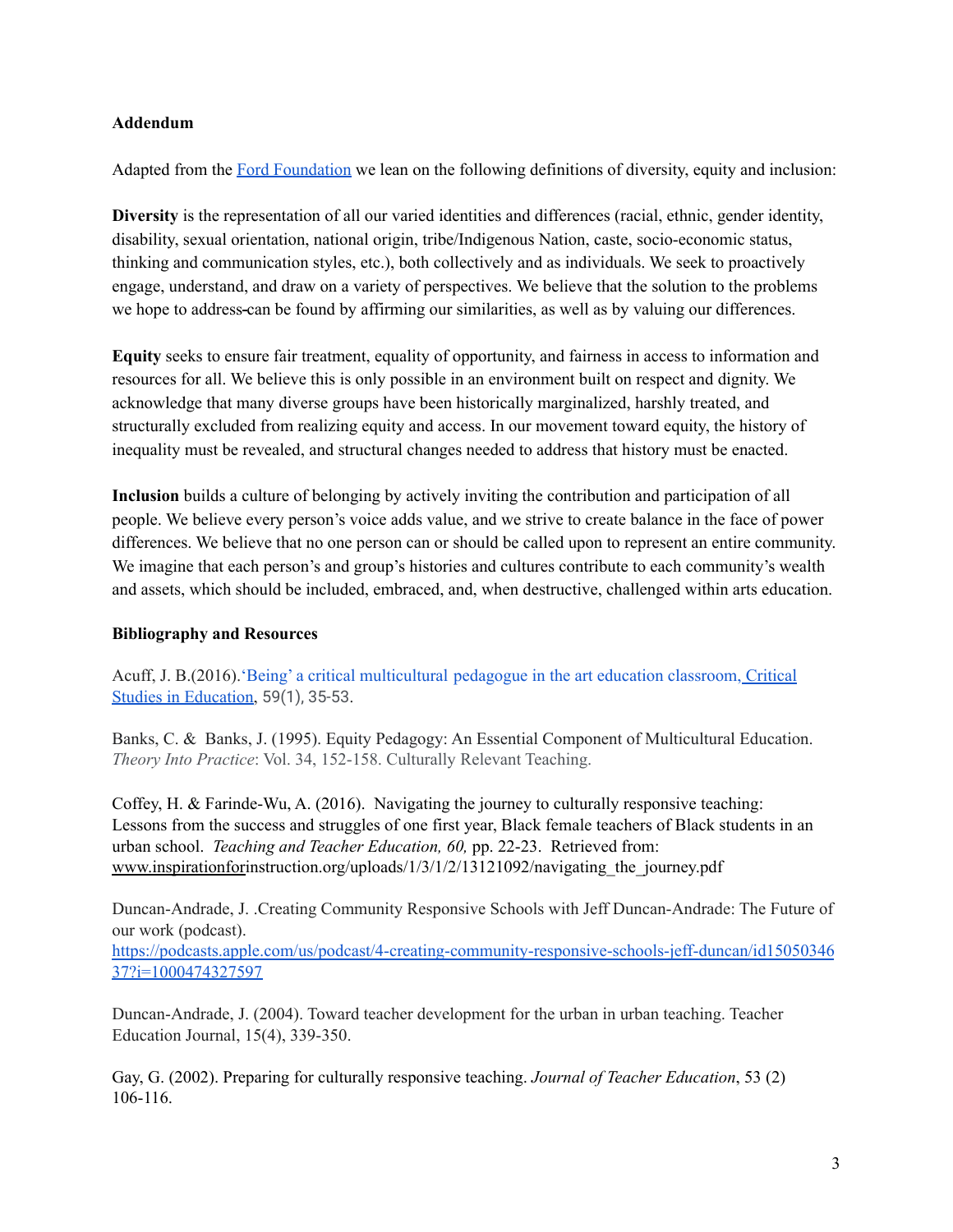**Addendum**

Adapted from the [Ford Foundation](#) we lean on the following definitions of diversity, equity and inclusion:

**Diversity** is the representation of all our varied identities and differences (racial, ethnic, gender identity, disability, sexual orientation, national origin, tribe/Indigenous Nation, caste, socio-economic status, thinking and communication styles, etc.), both collectively and as individuals. We seek to proactively engage, understand, and draw on a variety of perspectives. We believe that the solution to the problems we hope to address can be found by affirming our similarities, as well as by valuing our differences.

**Equity** seeks to ensure fair treatment, equality of opportunity, and fairness in access to information and resources for all. We believe this is only possible in an environment built on respect and dignity. We acknowledge that many diverse groups have been historically marginalized, harshly treated, and structurally excluded from realizing equity and access. In our movement toward equity, the history of inequality must be revealed, and structural changes needed to address that history must be enacted.

**Inclusion** builds a culture of belonging by actively inviting the contribution and participation of all people. We believe every person's voice adds value, and we strive to create balance in the face of power differences. We believe that no one person can or should be called upon to represent an entire community. We imagine that each person's and group's histories and cultures contribute to each community's wealth and assets, which should be included, embraced, and, when destructive, challenged within arts education.

**Bibliography and Resources**

Acuff, J. B.(2016).'Being' a critical multicultural pedagogue in the art education classroom, Critical Studies in Education, 59(1), 35-53.

Banks, C. & Banks, J. (1995). Equity Pedagogy: An Essential Component of Multicultural Education. *Theory Into Practice*: Vol. 34, 152-158. Culturally Relevant Teaching.

Coffey, H. & Farinde-Wu, A. (2016). Navigating the journey to culturally responsive teaching: Lessons from the success and struggles of one first year, Black female teachers of Black students in an urban school. *Teaching and Teacher Education, 60,* pp. 22-23. Retrieved from: www.inspirationforinstruction.org/uploads/1/3/1/2/13121092/navigating_the_journey.pdf

Duncan-Andrade, J. .Creating Community Responsive Schools with Jeff Duncan-Andrade: The Future of our work (podcast). https://podcasts.apple.com/us/podcast/4-creating-community-responsive-schools-jeff-duncan/id1505034637?i=1000474327597

Duncan-Andrade, J. (2004). Toward teacher development for the urban in urban teaching. Teacher Education Journal, 15(4), 339-350.

Gay, G. (2002). Preparing for culturally responsive teaching. *Journal of Teacher Education*, 53 (2) 106-116.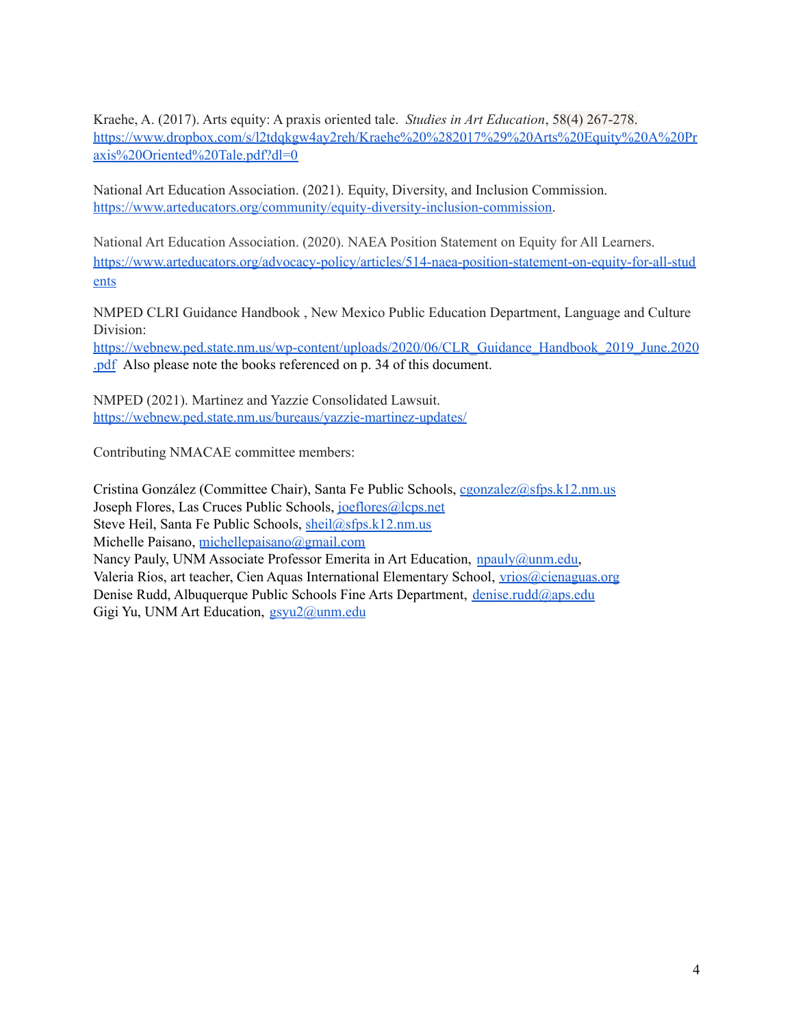Kraehe, A. (2017). Arts equity: A praxis oriented tale. *Studies in Art Education*, 58(4) 267-278. https://www.dropbox.com/s/l2tdqkgw4ay2reh/Kraehe%20%282017%29%20Arts%20Equity%20A%20Praxis%20Oriented%20Tale.pdf?dl=0

National Art Education Association. (2021). Equity, Diversity, and Inclusion Commission. https://www.arteducators.org/community/equity-diversity-inclusion-commission.

National Art Education Association. (2020). NAEA Position Statement on Equity for All Learners. https://www.arteducators.org/advocacy-policy/articles/514-naea-position-statement-on-equity-for-all-students

NMPED CLRI Guidance Handbook , New Mexico Public Education Department, Language and Culture Division: https://webnew.ped.state.nm.us/wp-content/uploads/2020/06/CLR_Guidance_Handbook_2019_June.2020.pdf Also please note the books referenced on p. 34 of this document.

NMPED (2021). Martinez and Yazzie Consolidated Lawsuit. https://webnew.ped.state.nm.us/bureaus/yazzie-martinez-updates/

Contributing NMACAE committee members:

Cristina González (Committee Chair), Santa Fe Public Schools, cgonzalez@sfps.k12.nm.us
Joseph Flores, Las Cruces Public Schools, joeflores@lcps.net
Steve Heil, Santa Fe Public Schools, sheil@sfps.k12.nm.us
Michelle Paisano, michellepaisano@gmail.com
Nancy Pauly, UNM Associate Professor Emerita in Art Education, npauly@unm.edu,
Valeria Rios, art teacher, Cien Aquas International Elementary School, vrios@cienaguas.org
Denise Rudd, Albuquerque Public Schools Fine Arts Department, denise.rudd@aps.edu
Gigi Yu, UNM Art Education, gsyu2@unm.edu